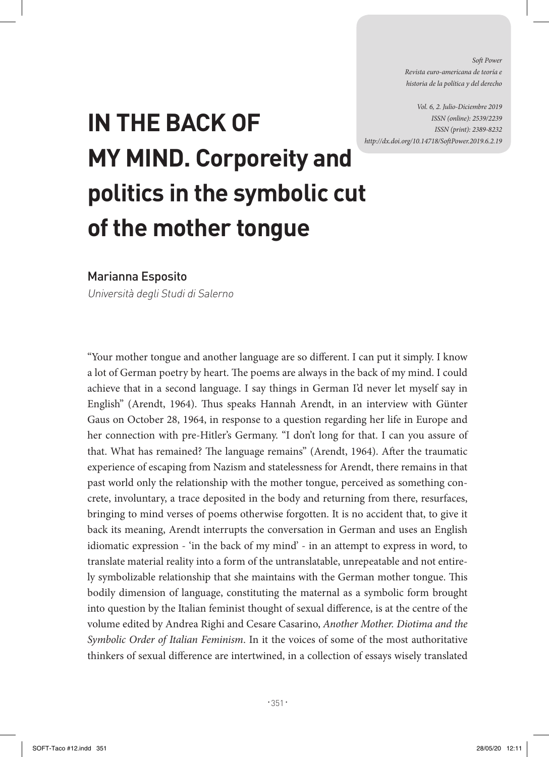*Soft Power*
*Revista euro-americana de teoría e historia de la política y del derecho*

*Vol. 6, 2. Julio-Diciembre 2019*
*ISSN (online): 2539/2239*
*ISSN (print): 2389-8232*
*http://dx.doi.org/10.14718/SoftPower.2019.6.2.19*

# IN THE BACK OF MY MIND. Corporeity and politics in the symbolic cut of the mother tongue

Marianna Esposito

*Università degli Studi di Salerno*

"Your mother tongue and another language are so different. I can put it simply. I know a lot of German poetry by heart. The poems are always in the back of my mind. I could achieve that in a second language. I say things in German I'd never let myself say in English" (Arendt, 1964). Thus speaks Hannah Arendt, in an interview with Günter Gaus on October 28, 1964, in response to a question regarding her life in Europe and her connection with pre-Hitler's Germany. "I don't long for that. I can you assure of that. What has remained? The language remains" (Arendt, 1964). After the traumatic experience of escaping from Nazism and statelessness for Arendt, there remains in that past world only the relationship with the mother tongue, perceived as something concrete, involuntary, a trace deposited in the body and returning from there, resurfaces, bringing to mind verses of poems otherwise forgotten. It is no accident that, to give it back its meaning, Arendt interrupts the conversation in German and uses an English idiomatic expression - 'in the back of my mind' - in an attempt to express in word, to translate material reality into a form of the untranslatable, unrepeatable and not entirely symbolizable relationship that she maintains with the German mother tongue. This bodily dimension of language, constituting the maternal as a symbolic form brought into question by the Italian feminist thought of sexual difference, is at the centre of the volume edited by Andrea Righi and Cesare Casarino, *Another Mother. Diotima and the Symbolic Order of Italian Feminism*. In it the voices of some of the most authoritative thinkers of sexual difference are intertwined, in a collection of essays wisely translated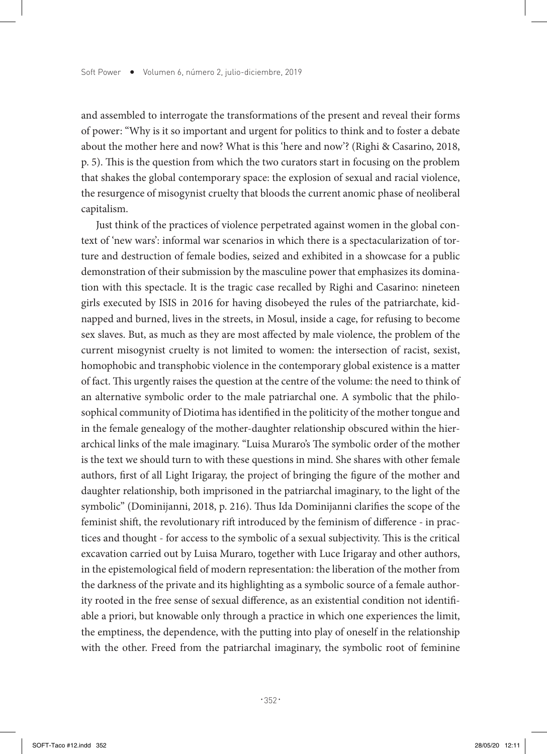and assembled to interrogate the transformations of the present and reveal their forms of power: "Why is it so important and urgent for politics to think and to foster a debate about the mother here and now? What is this 'here and now'? (Righi & Casarino, 2018, p. 5). This is the question from which the two curators start in focusing on the problem that shakes the global contemporary space: the explosion of sexual and racial violence, the resurgence of misogynist cruelty that bloods the current anomic phase of neoliberal capitalism.

Just think of the practices of violence perpetrated against women in the global context of 'new wars': informal war scenarios in which there is a spectacularization of torture and destruction of female bodies, seized and exhibited in a showcase for a public demonstration of their submission by the masculine power that emphasizes its domination with this spectacle. It is the tragic case recalled by Righi and Casarino: nineteen girls executed by ISIS in 2016 for having disobeyed the rules of the patriarchate, kidnapped and burned, lives in the streets, in Mosul, inside a cage, for refusing to become sex slaves. But, as much as they are most affected by male violence, the problem of the current misogynist cruelty is not limited to women: the intersection of racist, sexist, homophobic and transphobic violence in the contemporary global existence is a matter of fact. This urgently raises the question at the centre of the volume: the need to think of an alternative symbolic order to the male patriarchal one. A symbolic that the philosophical community of Diotima has identified in the politicity of the mother tongue and in the female genealogy of the mother-daughter relationship obscured within the hierarchical links of the male imaginary. "Luisa Muraro's The symbolic order of the mother is the text we should turn to with these questions in mind. She shares with other female authors, first of all Light Irigaray, the project of bringing the figure of the mother and daughter relationship, both imprisoned in the patriarchal imaginary, to the light of the symbolic" (Dominijanni, 2018, p. 216). Thus Ida Dominijanni clarifies the scope of the feminist shift, the revolutionary rift introduced by the feminism of difference - in practices and thought - for access to the symbolic of a sexual subjectivity. This is the critical excavation carried out by Luisa Muraro, together with Luce Irigaray and other authors, in the epistemological field of modern representation: the liberation of the mother from the darkness of the private and its highlighting as a symbolic source of a female authority rooted in the free sense of sexual difference, as an existential condition not identifiable a priori, but knowable only through a practice in which one experiences the limit, the emptiness, the dependence, with the putting into play of oneself in the relationship with the other. Freed from the patriarchal imaginary, the symbolic root of feminine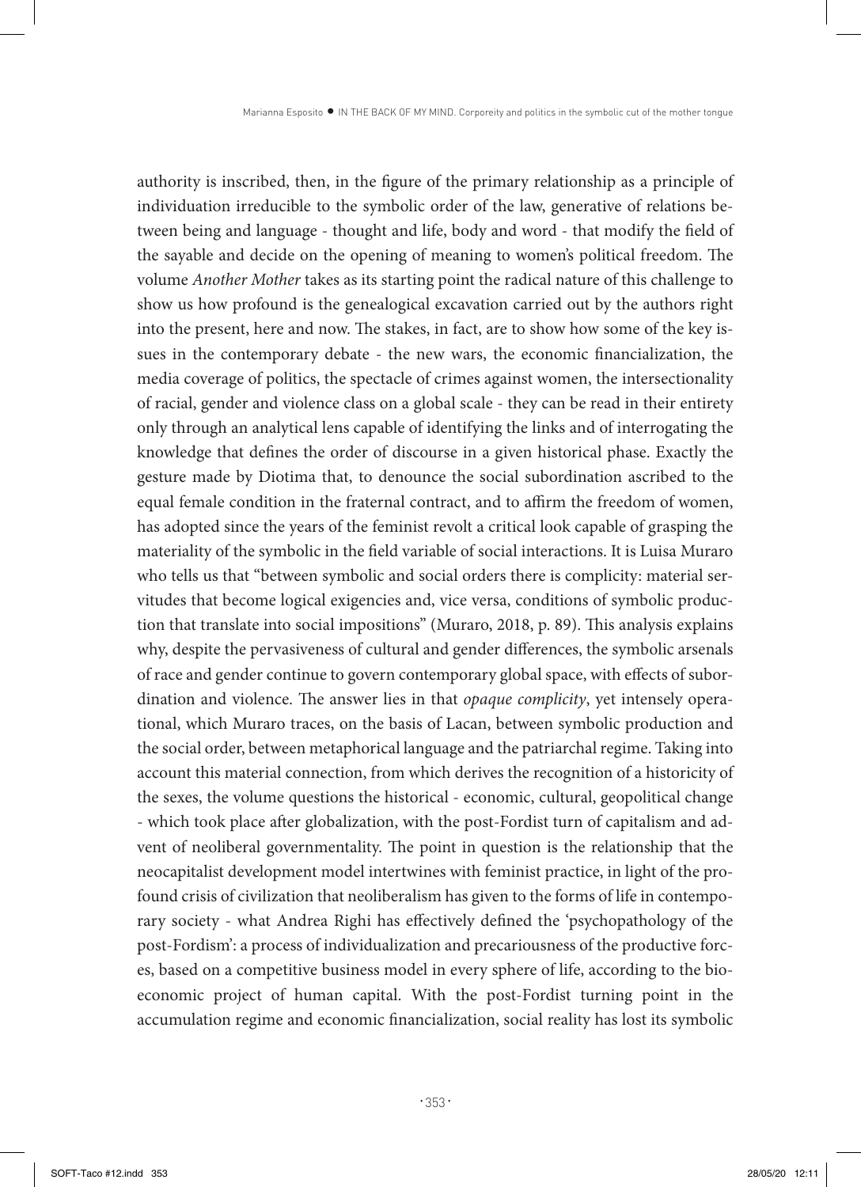authority is inscribed, then, in the figure of the primary relationship as a principle of individuation irreducible to the symbolic order of the law, generative of relations between being and language - thought and life, body and word - that modify the field of the sayable and decide on the opening of meaning to women's political freedom. The volume *Another Mother* takes as its starting point the radical nature of this challenge to show us how profound is the genealogical excavation carried out by the authors right into the present, here and now. The stakes, in fact, are to show how some of the key issues in the contemporary debate - the new wars, the economic financialization, the media coverage of politics, the spectacle of crimes against women, the intersectionality of racial, gender and violence class on a global scale - they can be read in their entirety only through an analytical lens capable of identifying the links and of interrogating the knowledge that defines the order of discourse in a given historical phase. Exactly the gesture made by Diotima that, to denounce the social subordination ascribed to the equal female condition in the fraternal contract, and to affirm the freedom of women, has adopted since the years of the feminist revolt a critical look capable of grasping the materiality of the symbolic in the field variable of social interactions. It is Luisa Muraro who tells us that "between symbolic and social orders there is complicity: material servitudes that become logical exigencies and, vice versa, conditions of symbolic production that translate into social impositions" (Muraro, 2018, p. 89). This analysis explains why, despite the pervasiveness of cultural and gender differences, the symbolic arsenals of race and gender continue to govern contemporary global space, with effects of subordination and violence. The answer lies in that *opaque complicity*, yet intensely operational, which Muraro traces, on the basis of Lacan, between symbolic production and the social order, between metaphorical language and the patriarchal regime. Taking into account this material connection, from which derives the recognition of a historicity of the sexes, the volume questions the historical - economic, cultural, geopolitical change - which took place after globalization, with the post-Fordist turn of capitalism and advent of neoliberal governmentality. The point in question is the relationship that the neocapitalist development model intertwines with feminist practice, in light of the profound crisis of civilization that neoliberalism has given to the forms of life in contemporary society - what Andrea Righi has effectively defined the 'psychopathology of the post-Fordism': a process of individualization and precariousness of the productive forces, based on a competitive business model in every sphere of life, according to the bioeconomic project of human capital. With the post-Fordist turning point in the accumulation regime and economic financialization, social reality has lost its symbolic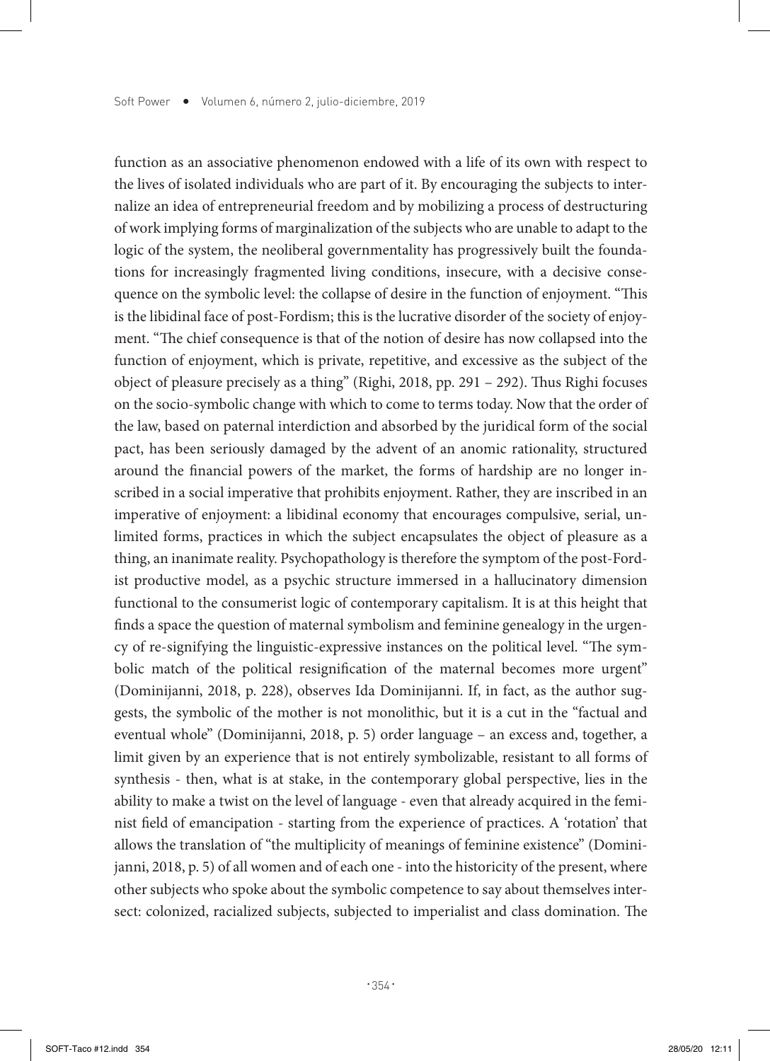function as an associative phenomenon endowed with a life of its own with respect to the lives of isolated individuals who are part of it. By encouraging the subjects to internalize an idea of entrepreneurial freedom and by mobilizing a process of destructuring of work implying forms of marginalization of the subjects who are unable to adapt to the logic of the system, the neoliberal governmentality has progressively built the foundations for increasingly fragmented living conditions, insecure, with a decisive consequence on the symbolic level: the collapse of desire in the function of enjoyment. "This is the libidinal face of post-Fordism; this is the lucrative disorder of the society of enjoyment. "The chief consequence is that of the notion of desire has now collapsed into the function of enjoyment, which is private, repetitive, and excessive as the subject of the object of pleasure precisely as a thing" (Righi, 2018, pp. 291 – 292). Thus Righi focuses on the socio-symbolic change with which to come to terms today. Now that the order of the law, based on paternal interdiction and absorbed by the juridical form of the social pact, has been seriously damaged by the advent of an anomic rationality, structured around the financial powers of the market, the forms of hardship are no longer inscribed in a social imperative that prohibits enjoyment. Rather, they are inscribed in an imperative of enjoyment: a libidinal economy that encourages compulsive, serial, unlimited forms, practices in which the subject encapsulates the object of pleasure as a thing, an inanimate reality. Psychopathology is therefore the symptom of the post-Fordist productive model, as a psychic structure immersed in a hallucinatory dimension functional to the consumerist logic of contemporary capitalism. It is at this height that finds a space the question of maternal symbolism and feminine genealogy in the urgency of re-signifying the linguistic-expressive instances on the political level. "The symbolic match of the political resignification of the maternal becomes more urgent" (Dominijanni, 2018, p. 228), observes Ida Dominijanni. If, in fact, as the author suggests, the symbolic of the mother is not monolithic, but it is a cut in the "factual and eventual whole" (Dominijanni, 2018, p. 5) order language – an excess and, together, a limit given by an experience that is not entirely symbolizable, resistant to all forms of synthesis - then, what is at stake, in the contemporary global perspective, lies in the ability to make a twist on the level of language - even that already acquired in the feminist field of emancipation - starting from the experience of practices. A 'rotation' that allows the translation of "the multiplicity of meanings of feminine existence" (Dominijanni, 2018, p. 5) of all women and of each one - into the historicity of the present, where other subjects who spoke about the symbolic competence to say about themselves intersect: colonized, racialized subjects, subjected to imperialist and class domination. The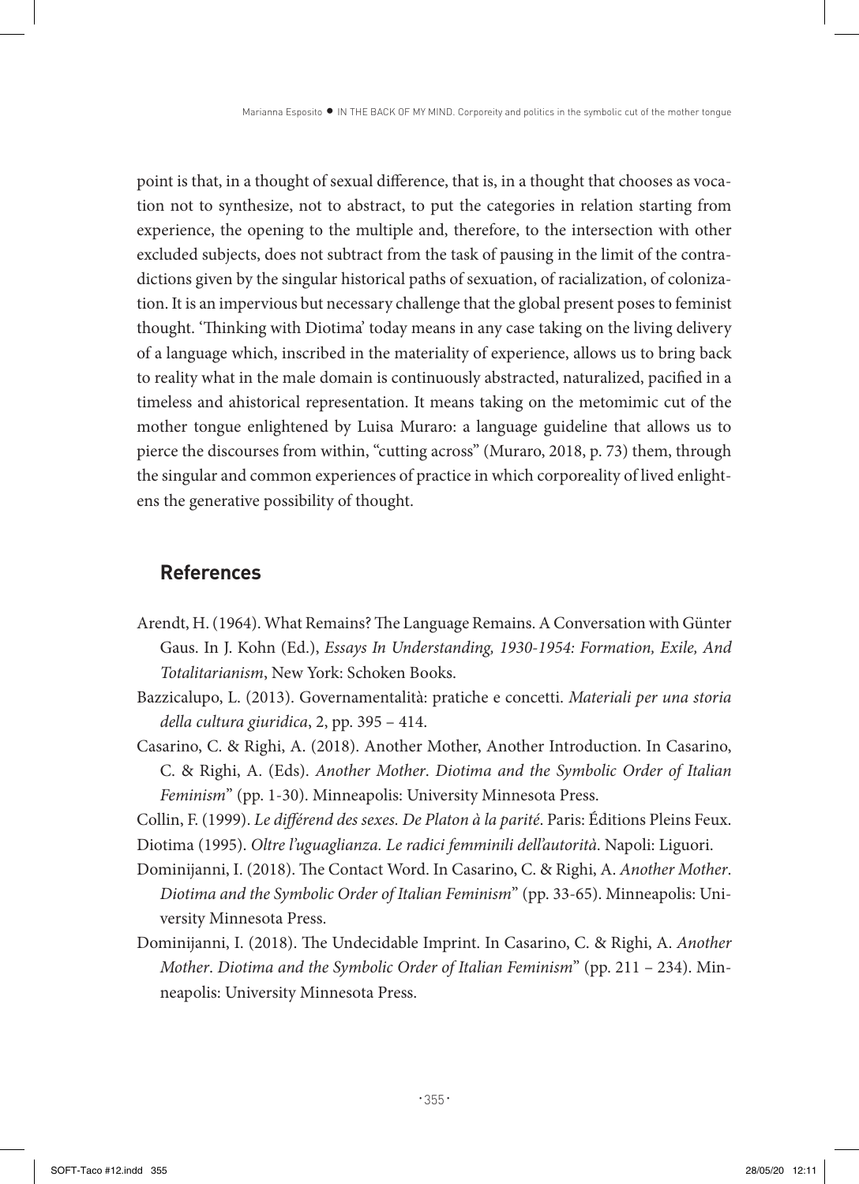point is that, in a thought of sexual difference, that is, in a thought that chooses as vocation not to synthesize, not to abstract, to put the categories in relation starting from experience, the opening to the multiple and, therefore, to the intersection with other excluded subjects, does not subtract from the task of pausing in the limit of the contradictions given by the singular historical paths of sexuation, of racialization, of colonization. It is an impervious but necessary challenge that the global present poses to feminist thought. 'Thinking with Diotima' today means in any case taking on the living delivery of a language which, inscribed in the materiality of experience, allows us to bring back to reality what in the male domain is continuously abstracted, naturalized, pacified in a timeless and ahistorical representation. It means taking on the metomimic cut of the mother tongue enlightened by Luisa Muraro: a language guideline that allows us to pierce the discourses from within, "cutting across" (Muraro, 2018, p. 73) them, through the singular and common experiences of practice in which corporeality of lived enlightens the generative possibility of thought.

## References

Arendt, H. (1964). What Remains? The Language Remains. A Conversation with Günter Gaus. In J. Kohn (Ed.), *Essays In Understanding, 1930-1954: Formation, Exile, And Totalitarianism*, New York: Schoken Books.

Bazzicalupo, L. (2013). Governamentalità: pratiche e concetti. *Materiali per una storia della cultura giuridica*, 2, pp. 395 – 414.

Casarino, C. & Righi, A. (2018). Another Mother, Another Introduction. In Casarino, C. & Righi, A. (Eds). *Another Mother*. *Diotima and the Symbolic Order of Italian Feminism*" (pp. 1-30). Minneapolis: University Minnesota Press.

Collin, F. (1999). *Le différend des sexes. De Platon à la parité*. Paris: Éditions Pleins Feux.

Diotima (1995). *Oltre l'uguaglianza. Le radici femminili dell'autorità*. Napoli: Liguori.

Dominijanni, I. (2018). The Contact Word. In Casarino, C. & Righi, A. *Another Mother*. *Diotima and the Symbolic Order of Italian Feminism*" (pp. 33-65). Minneapolis: University Minnesota Press.

Dominijanni, I. (2018). The Undecidable Imprint. In Casarino, C. & Righi, A. *Another Mother*. *Diotima and the Symbolic Order of Italian Feminism*" (pp. 211 – 234). Minneapolis: University Minnesota Press.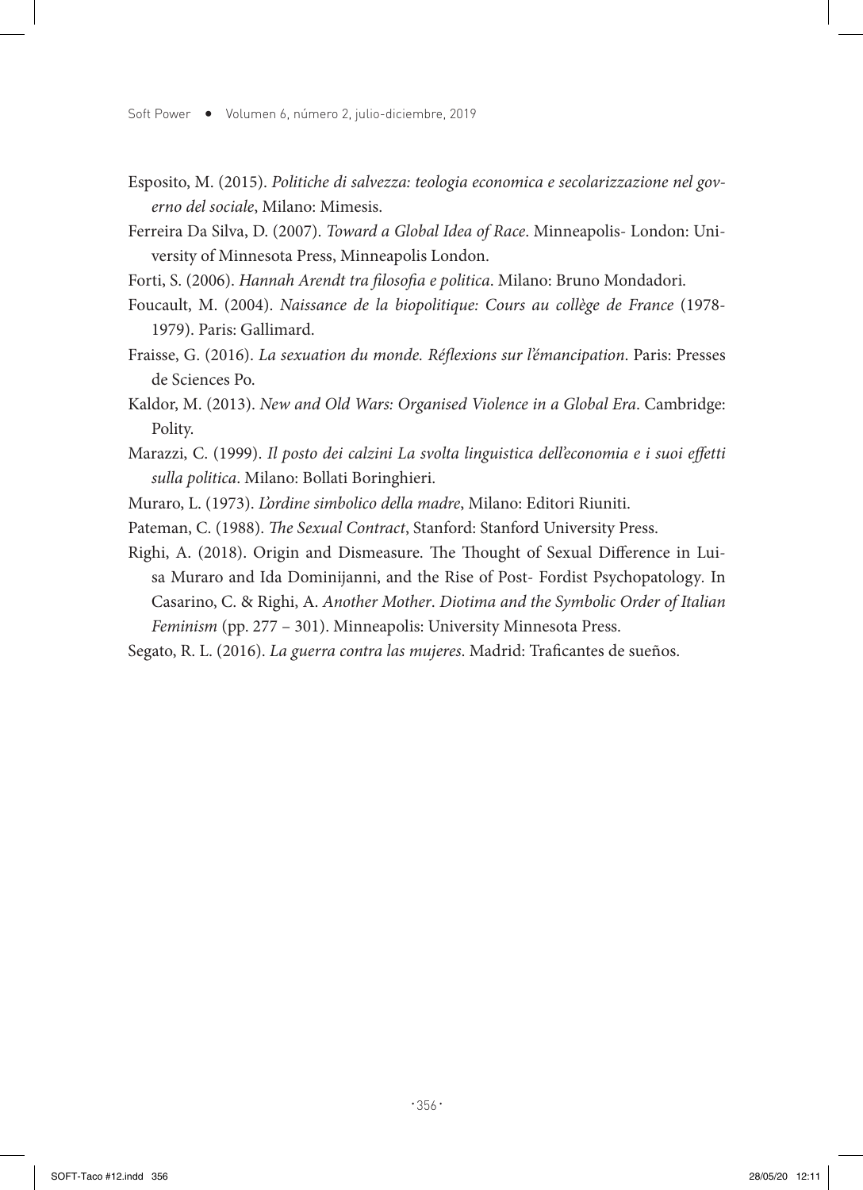Esposito, M. (2015). *Politiche di salvezza: teologia economica e secolarizzazione nel governo del sociale*, Milano: Mimesis.

Ferreira Da Silva, D. (2007). *Toward a Global Idea of Race*. Minneapolis- London: University of Minnesota Press, Minneapolis London.

Forti, S. (2006). *Hannah Arendt tra filosofia e politica*. Milano: Bruno Mondadori.

Foucault, M. (2004). *Naissance de la biopolitique: Cours au collège de France* (1978-1979). Paris: Gallimard.

Fraisse, G. (2016). *La sexuation du monde. Réflexions sur l'émancipation*. Paris: Presses de Sciences Po.

Kaldor, M. (2013). *New and Old Wars: Organised Violence in a Global Era*. Cambridge: Polity.

Marazzi, C. (1999). *Il posto dei calzini La svolta linguistica dell'economia e i suoi effetti sulla politica*. Milano: Bollati Boringhieri.

Muraro, L. (1973). *L'ordine simbolico della madre*, Milano: Editori Riuniti.

Pateman, C. (1988). *The Sexual Contract*, Stanford: Stanford University Press.

Righi, A. (2018). Origin and Dismeasure. The Thought of Sexual Difference in Luisa Muraro and Ida Dominijanni, and the Rise of Post- Fordist Psychopatology. In Casarino, C. & Righi, A. *Another Mother*. *Diotima and the Symbolic Order of Italian Feminism* (pp. 277 – 301). Minneapolis: University Minnesota Press.

Segato, R. L. (2016). *La guerra contra las mujeres*. Madrid: Traficantes de sueños.